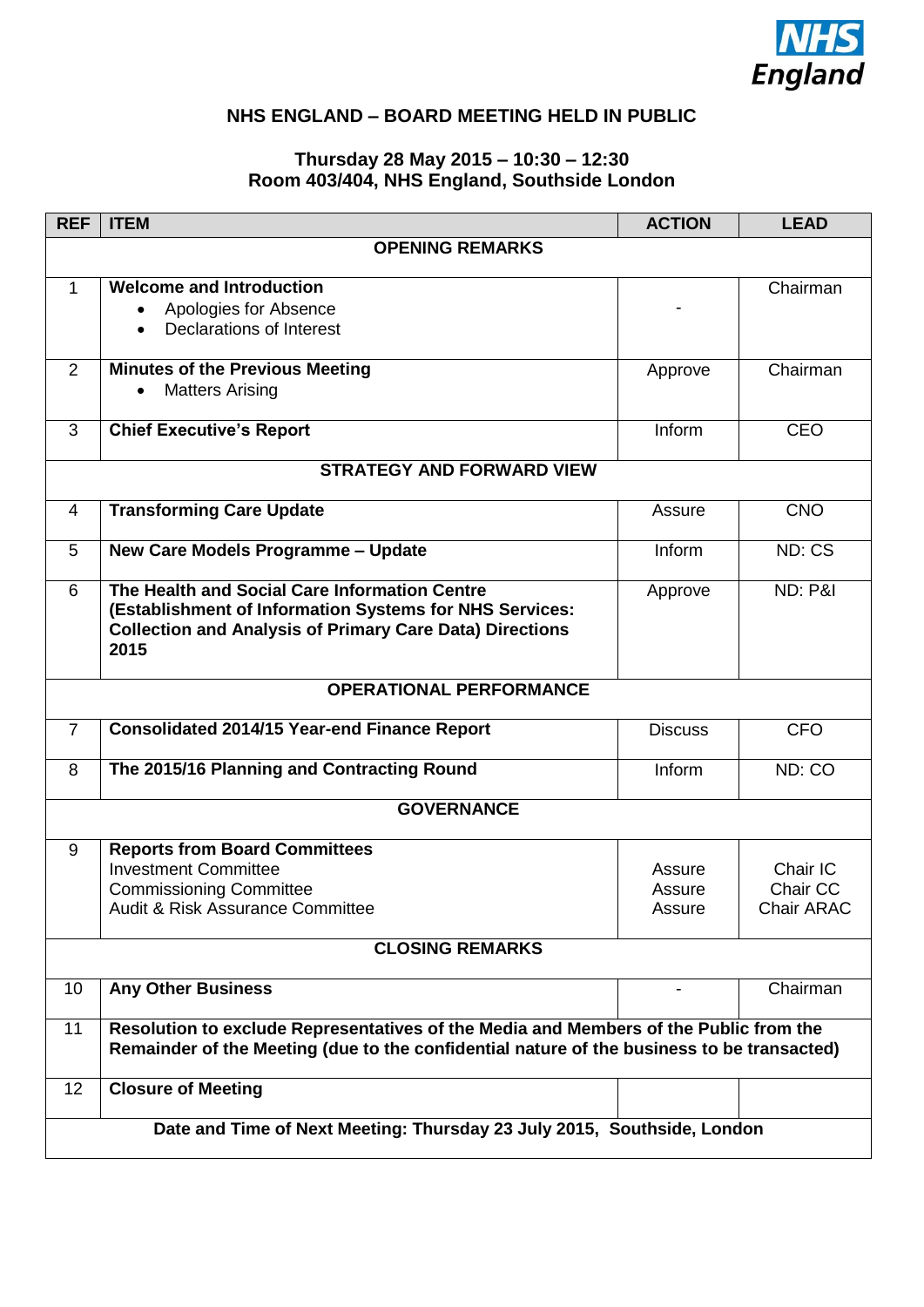NHS England

# NHS ENGLAND – BOARD MEETING HELD IN PUBLIC

**Thursday 28 May 2015 – 10:30 – 12:30**
**Room 403/404, NHS England, Southside London**

| REF | ITEM | ACTION | LEAD |
|---|---|---|---|
| | **OPENING REMARKS** | | |
| 1 | **Welcome and Introduction**<br>• Apologies for Absence<br>• Declarations of Interest | - | Chairman |
| 2 | **Minutes of the Previous Meeting**<br>• Matters Arising | Approve | Chairman |
| 3 | **Chief Executive's Report** | Inform | CEO |
| | **STRATEGY AND FORWARD VIEW** | | |
| 4 | **Transforming Care Update** | Assure | CNO |
| 5 | **New Care Models Programme – Update** | Inform | ND: CS |
| 6 | **The Health and Social Care Information Centre (Establishment of Information Systems for NHS Services: Collection and Analysis of Primary Care Data) Directions 2015** | Approve | ND: P&I |
| | **OPERATIONAL PERFORMANCE** | | |
| 7 | **Consolidated 2014/15 Year-end Finance Report** | Discuss | CFO |
| 8 | **The 2015/16 Planning and Contracting Round** | Inform | ND: CO |
| | **GOVERNANCE** | | |
| 9 | **Reports from Board Committees**<br>Investment Committee<br>Commissioning Committee<br>Audit & Risk Assurance Committee | <br>Assure<br>Assure<br>Assure | <br>Chair IC<br>Chair CC<br>Chair ARAC |
| | **CLOSING REMARKS** | | |
| 10 | **Any Other Business** | - | Chairman |
| 11 | **Resolution to exclude Representatives of the Media and Members of the Public from the Remainder of the Meeting (due to the confidential nature of the business to be transacted)** | | |
| 12 | **Closure of Meeting** | | |
| | **Date and Time of Next Meeting: Thursday 23 July 2015, Southside, London** | | |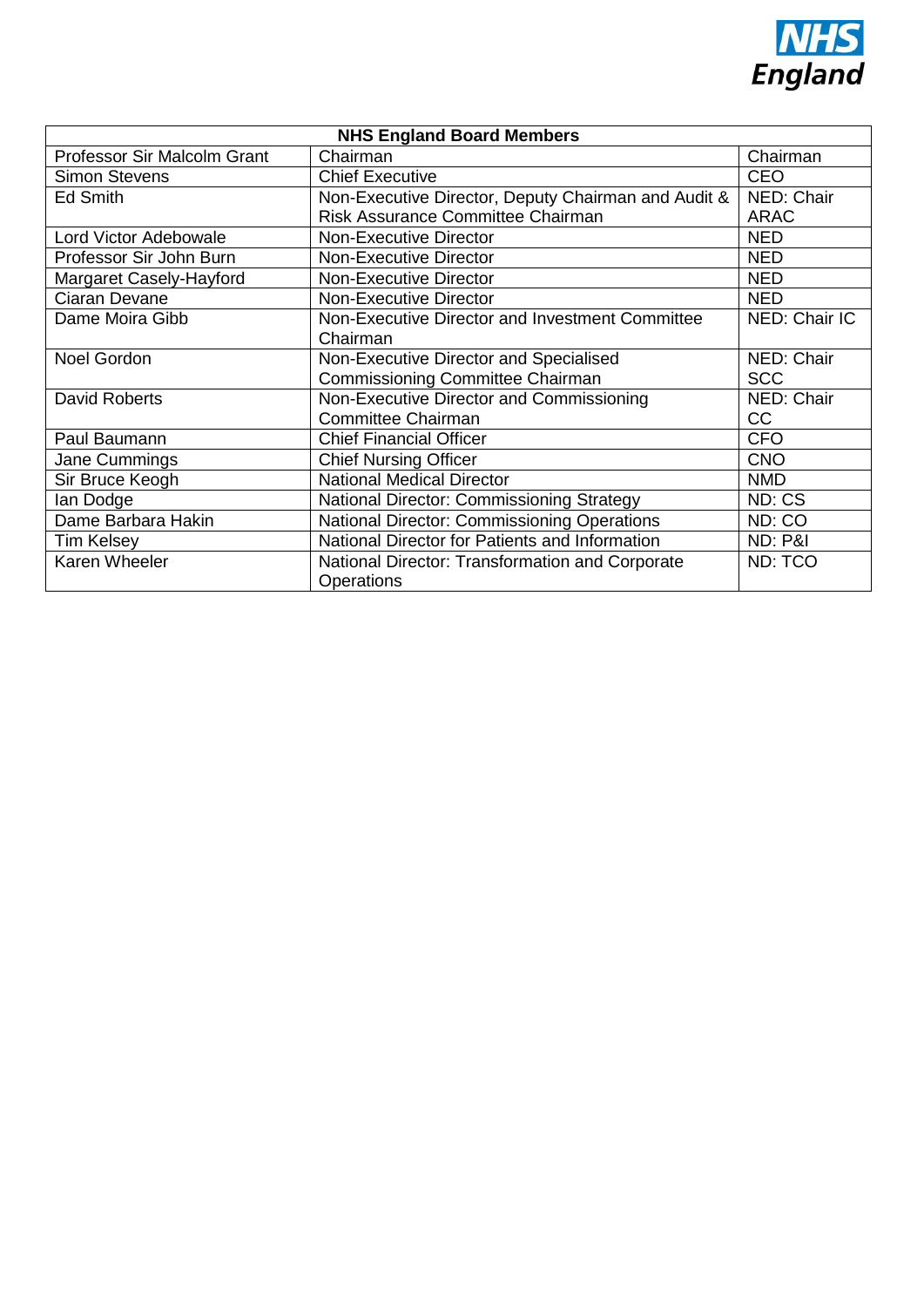| NHS England Board Members | | |
|---|---|---|
| Professor Sir Malcolm Grant | Chairman | Chairman |
| Simon Stevens | Chief Executive | CEO |
| Ed Smith | Non-Executive Director, Deputy Chairman and Audit & Risk Assurance Committee Chairman | NED: Chair ARAC |
| Lord Victor Adebowale | Non-Executive Director | NED |
| Professor Sir John Burn | Non-Executive Director | NED |
| Margaret Casely-Hayford | Non-Executive Director | NED |
| Ciaran Devane | Non-Executive Director | NED |
| Dame Moira Gibb | Non-Executive Director and Investment Committee Chairman | NED: Chair IC |
| Noel Gordon | Non-Executive Director and Specialised Commissioning Committee Chairman | NED: Chair SCC |
| David Roberts | Non-Executive Director and Commissioning Committee Chairman | NED: Chair CC |
| Paul Baumann | Chief Financial Officer | CFO |
| Jane Cummings | Chief Nursing Officer | CNO |
| Sir Bruce Keogh | National Medical Director | NMD |
| Ian Dodge | National Director: Commissioning Strategy | ND: CS |
| Dame Barbara Hakin | National Director: Commissioning Operations | ND: CO |
| Tim Kelsey | National Director for Patients and Information | ND: P&I |
| Karen Wheeler | National Director: Transformation and Corporate Operations | ND: TCO |